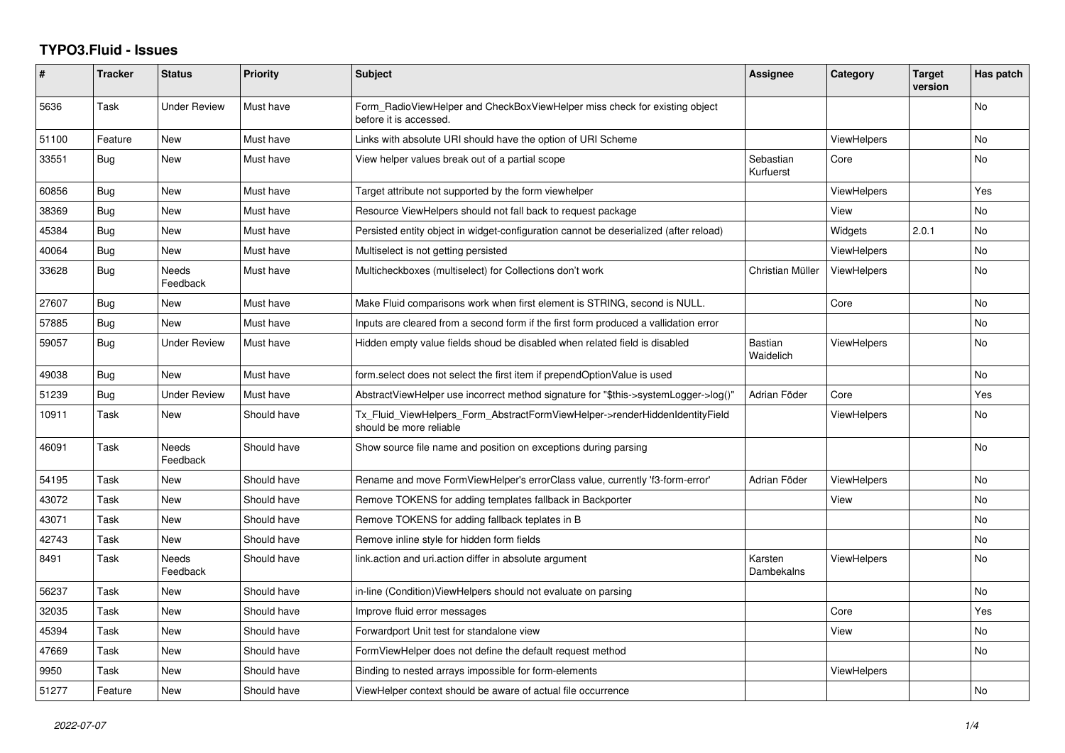# TYPO3.Fluid - Issues

| # | Tracker | Status | Priority | Subject | Assignee | Category | Target version | Has patch |
|---|---|---|---|---|---|---|---|---|
| 5636 | Task | Under Review | Must have | Form_RadioViewHelper and CheckBoxViewHelper miss check for existing object before it is accessed. | | | | No |
| 51100 | Feature | New | Must have | Links with absolute URI should have the option of URI Scheme | | ViewHelpers | | No |
| 33551 | Bug | New | Must have | View helper values break out of a partial scope | Sebastian Kurfuerst | Core | | No |
| 60856 | Bug | New | Must have | Target attribute not supported by the form viewhelper | | ViewHelpers | | Yes |
| 38369 | Bug | New | Must have | Resource ViewHelpers should not fall back to request package | | View | | No |
| 45384 | Bug | New | Must have | Persisted entity object in widget-configuration cannot be deserialized (after reload) | | Widgets | 2.0.1 | No |
| 40064 | Bug | New | Must have | Multiselect is not getting persisted | | ViewHelpers | | No |
| 33628 | Bug | Needs Feedback | Must have | Multicheckboxes (multiselect) for Collections don't work | Christian Müller | ViewHelpers | | No |
| 27607 | Bug | New | Must have | Make Fluid comparisons work when first element is STRING, second is NULL. | | Core | | No |
| 57885 | Bug | New | Must have | Inputs are cleared from a second form if the first form produced a vallidation error | | | | No |
| 59057 | Bug | Under Review | Must have | Hidden empty value fields shoud be disabled when related field is disabled | Bastian Waidelich | ViewHelpers | | No |
| 49038 | Bug | New | Must have | form.select does not select the first item if prependOptionValue is used | | | | No |
| 51239 | Bug | Under Review | Must have | AbstractViewHelper use incorrect method signature for "$this->systemLogger->log()" | Adrian Föder | Core | | Yes |
| 10911 | Task | New | Should have | Tx_Fluid_ViewHelpers_Form_AbstractFormViewHelper->renderHiddenIdentityField should be more reliable | | ViewHelpers | | No |
| 46091 | Task | Needs Feedback | Should have | Show source file name and position on exceptions during parsing | | | | No |
| 54195 | Task | New | Should have | Rename and move FormViewHelper's errorClass value, currently 'f3-form-error' | Adrian Föder | ViewHelpers | | No |
| 43072 | Task | New | Should have | Remove TOKENS for adding templates fallback in Backporter | | View | | No |
| 43071 | Task | New | Should have | Remove TOKENS for adding fallback teplates in B | | | | No |
| 42743 | Task | New | Should have | Remove inline style for hidden form fields | | | | No |
| 8491 | Task | Needs Feedback | Should have | link.action and uri.action differ in absolute argument | Karsten Dambekalns | ViewHelpers | | No |
| 56237 | Task | New | Should have | in-line (Condition)ViewHelpers should not evaluate on parsing | | | | No |
| 32035 | Task | New | Should have | Improve fluid error messages | | Core | | Yes |
| 45394 | Task | New | Should have | Forwardport Unit test for standalone view | | View | | No |
| 47669 | Task | New | Should have | FormViewHelper does not define the default request method | | | | No |
| 9950 | Task | New | Should have | Binding to nested arrays impossible for form-elements | | ViewHelpers | | |
| 51277 | Feature | New | Should have | ViewHelper context should be aware of actual file occurrence | | | | No |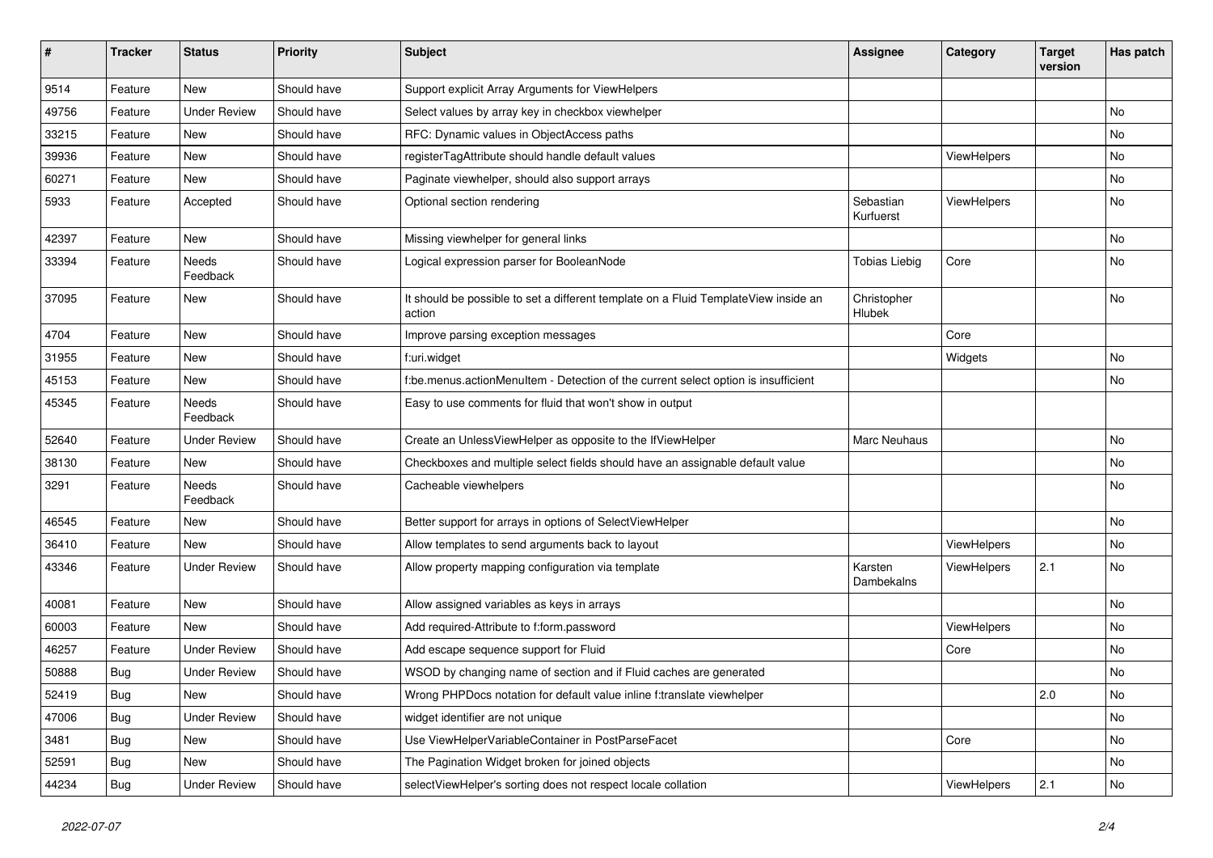| # | Tracker | Status | Priority | Subject | Assignee | Category | Target version | Has patch |
|---|---|---|---|---|---|---|---|---|
| 9514 | Feature | New | Should have | Support explicit Array Arguments for ViewHelpers | | | | |
| 49756 | Feature | Under Review | Should have | Select values by array key in checkbox viewhelper | | | | No |
| 33215 | Feature | New | Should have | RFC: Dynamic values in ObjectAccess paths | | | | No |
| 39936 | Feature | New | Should have | registerTagAttribute should handle default values | | ViewHelpers | | No |
| 60271 | Feature | New | Should have | Paginate viewhelper, should also support arrays | | | | No |
| 5933 | Feature | Accepted | Should have | Optional section rendering | Sebastian Kurfuerst | ViewHelpers | | No |
| 42397 | Feature | New | Should have | Missing viewhelper for general links | | | | No |
| 33394 | Feature | Needs Feedback | Should have | Logical expression parser for BooleanNode | Tobias Liebig | Core | | No |
| 37095 | Feature | New | Should have | It should be possible to set a different template on a Fluid TemplateView inside an action | Christopher Hlubek | | | No |
| 4704 | Feature | New | Should have | Improve parsing exception messages | | Core | | |
| 31955 | Feature | New | Should have | f:uri.widget | | Widgets | | No |
| 45153 | Feature | New | Should have | f:be.menus.actionMenuItem - Detection of the current select option is insufficient | | | | No |
| 45345 | Feature | Needs Feedback | Should have | Easy to use comments for fluid that won't show in output | | | | |
| 52640 | Feature | Under Review | Should have | Create an UnlessViewHelper as opposite to the IfViewHelper | Marc Neuhaus | | | No |
| 38130 | Feature | New | Should have | Checkboxes and multiple select fields should have an assignable default value | | | | No |
| 3291 | Feature | Needs Feedback | Should have | Cacheable viewhelpers | | | | No |
| 46545 | Feature | New | Should have | Better support for arrays in options of SelectViewHelper | | | | No |
| 36410 | Feature | New | Should have | Allow templates to send arguments back to layout | | ViewHelpers | | No |
| 43346 | Feature | Under Review | Should have | Allow property mapping configuration via template | Karsten Dambekalns | ViewHelpers | 2.1 | No |
| 40081 | Feature | New | Should have | Allow assigned variables as keys in arrays | | | | No |
| 60003 | Feature | New | Should have | Add required-Attribute to f:form.password | | ViewHelpers | | No |
| 46257 | Feature | Under Review | Should have | Add escape sequence support for Fluid | | Core | | No |
| 50888 | Bug | Under Review | Should have | WSOD by changing name of section and if Fluid caches are generated | | | | No |
| 52419 | Bug | New | Should have | Wrong PHPDocs notation for default value inline f:translate viewhelper | | | 2.0 | No |
| 47006 | Bug | Under Review | Should have | widget identifier are not unique | | | | No |
| 3481 | Bug | New | Should have | Use ViewHelperVariableContainer in PostParseFacet | | Core | | No |
| 52591 | Bug | New | Should have | The Pagination Widget broken for joined objects | | | | No |
| 44234 | Bug | Under Review | Should have | selectViewHelper's sorting does not respect locale collation | | ViewHelpers | 2.1 | No |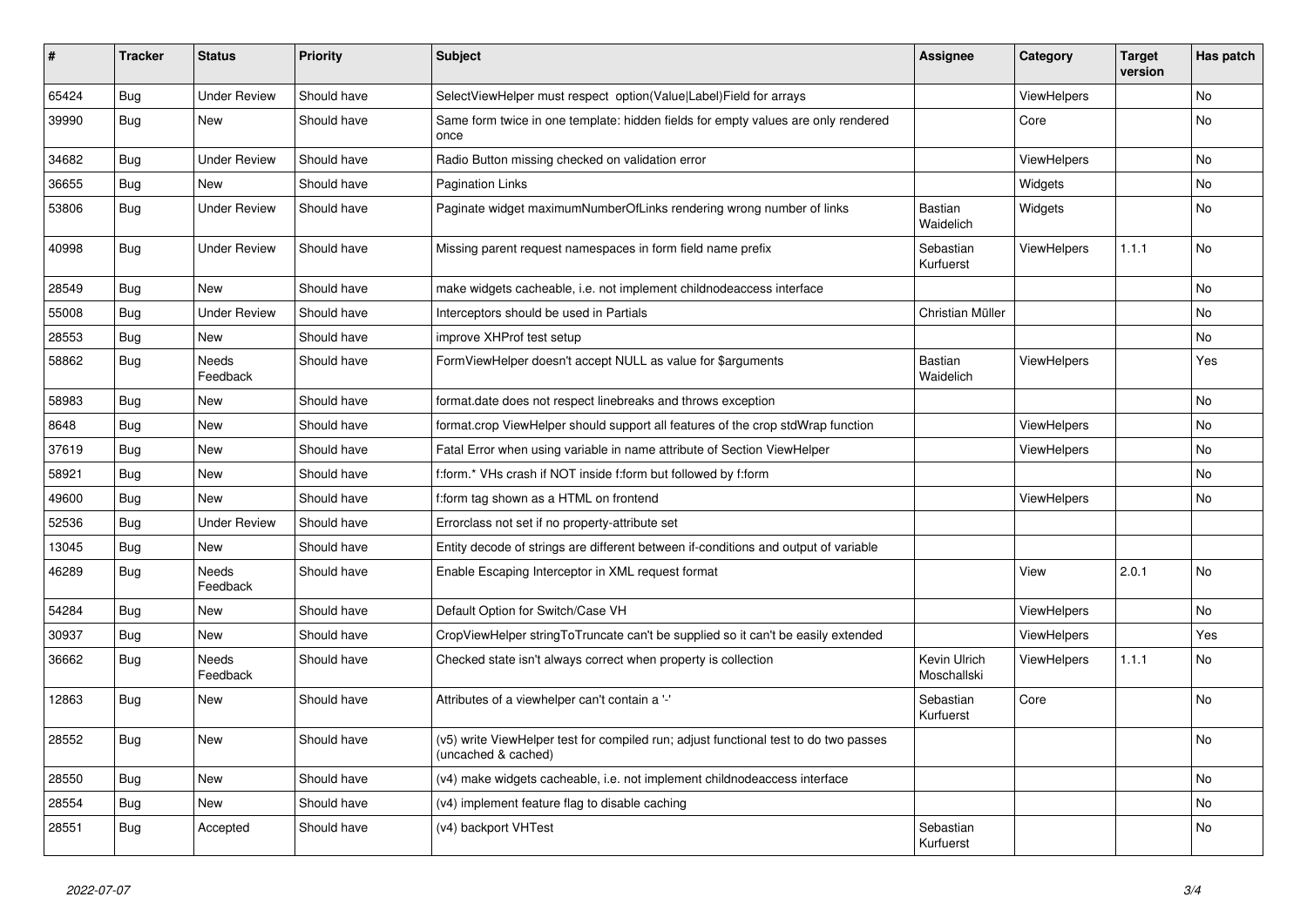| # | Tracker | Status | Priority | Subject | Assignee | Category | Target version | Has patch |
|---|---|---|---|---|---|---|---|---|
| 65424 | Bug | Under Review | Should have | SelectViewHelper must respect option(Value\|Label)Field for arrays | | ViewHelpers | | No |
| 39990 | Bug | New | Should have | Same form twice in one template: hidden fields for empty values are only rendered once | | Core | | No |
| 34682 | Bug | Under Review | Should have | Radio Button missing checked on validation error | | ViewHelpers | | No |
| 36655 | Bug | New | Should have | Pagination Links | | Widgets | | No |
| 53806 | Bug | Under Review | Should have | Paginate widget maximumNumberOfLinks rendering wrong number of links | Bastian Waidelich | Widgets | | No |
| 40998 | Bug | Under Review | Should have | Missing parent request namespaces in form field name prefix | Sebastian Kurfuerst | ViewHelpers | 1.1.1 | No |
| 28549 | Bug | New | Should have | make widgets cacheable, i.e. not implement childnodeaccess interface | | | | No |
| 55008 | Bug | Under Review | Should have | Interceptors should be used in Partials | Christian Müller | | | No |
| 28553 | Bug | New | Should have | improve XHProf test setup | | | | No |
| 58862 | Bug | Needs Feedback | Should have | FormViewHelper doesn't accept NULL as value for $arguments | Bastian Waidelich | ViewHelpers | | Yes |
| 58983 | Bug | New | Should have | format.date does not respect linebreaks and throws exception | | | | No |
| 8648 | Bug | New | Should have | format.crop ViewHelper should support all features of the crop stdWrap function | | ViewHelpers | | No |
| 37619 | Bug | New | Should have | Fatal Error when using variable in name attribute of Section ViewHelper | | ViewHelpers | | No |
| 58921 | Bug | New | Should have | f:form.* VHs crash if NOT inside f:form but followed by f:form | | | | No |
| 49600 | Bug | New | Should have | f:form tag shown as a HTML on frontend | | ViewHelpers | | No |
| 52536 | Bug | Under Review | Should have | Errorclass not set if no property-attribute set | | | | |
| 13045 | Bug | New | Should have | Entity decode of strings are different between if-conditions and output of variable | | | | |
| 46289 | Bug | Needs Feedback | Should have | Enable Escaping Interceptor in XML request format | | View | 2.0.1 | No |
| 54284 | Bug | New | Should have | Default Option for Switch/Case VH | | ViewHelpers | | No |
| 30937 | Bug | New | Should have | CropViewHelper stringToTruncate can't be supplied so it can't be easily extended | | ViewHelpers | | Yes |
| 36662 | Bug | Needs Feedback | Should have | Checked state isn't always correct when property is collection | Kevin Ulrich Moschallski | ViewHelpers | 1.1.1 | No |
| 12863 | Bug | New | Should have | Attributes of a viewhelper can't contain a '-' | Sebastian Kurfuerst | Core | | No |
| 28552 | Bug | New | Should have | (v5) write ViewHelper test for compiled run; adjust functional test to do two passes (uncached & cached) | | | | No |
| 28550 | Bug | New | Should have | (v4) make widgets cacheable, i.e. not implement childnodeaccess interface | | | | No |
| 28554 | Bug | New | Should have | (v4) implement feature flag to disable caching | | | | No |
| 28551 | Bug | Accepted | Should have | (v4) backport VHTest | Sebastian Kurfuerst | | | No |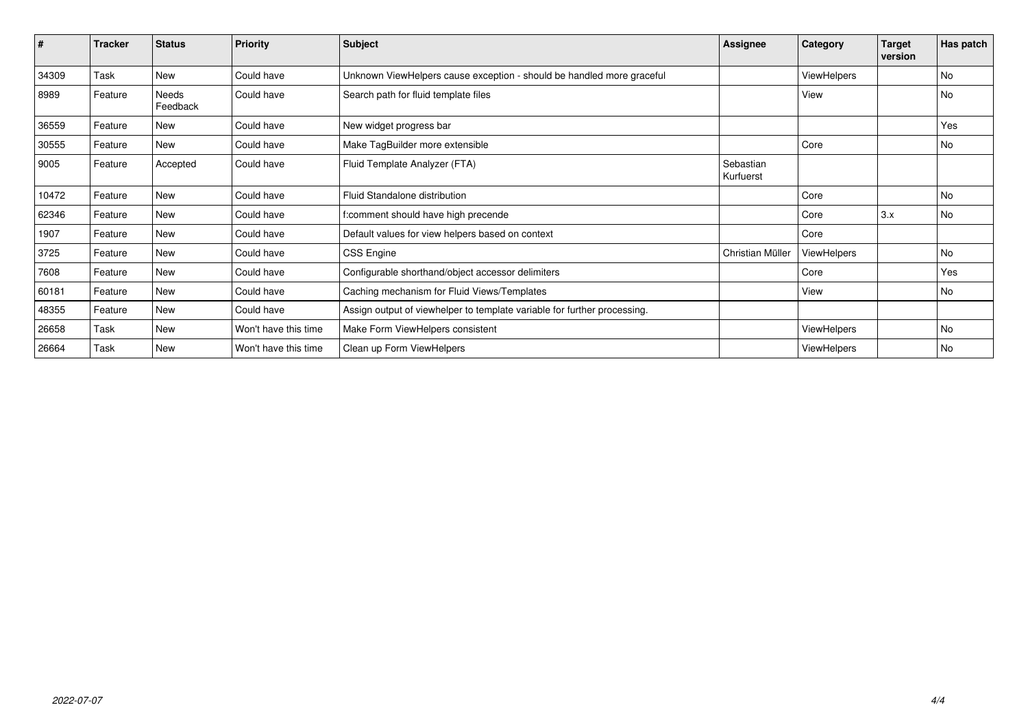| # | Tracker | Status | Priority | Subject | Assignee | Category | Target version | Has patch |
|---|---|---|---|---|---|---|---|---|
| 34309 | Task | New | Could have | Unknown ViewHelpers cause exception - should be handled more graceful | | ViewHelpers | | No |
| 8989 | Feature | Needs Feedback | Could have | Search path for fluid template files | | View | | No |
| 36559 | Feature | New | Could have | New widget progress bar | | | | Yes |
| 30555 | Feature | New | Could have | Make TagBuilder more extensible | | Core | | No |
| 9005 | Feature | Accepted | Could have | Fluid Template Analyzer (FTA) | Sebastian Kurfuerst | | | |
| 10472 | Feature | New | Could have | Fluid Standalone distribution | | Core | | No |
| 62346 | Feature | New | Could have | f:comment should have high precende | | Core | 3.x | No |
| 1907 | Feature | New | Could have | Default values for view helpers based on context | | Core | | |
| 3725 | Feature | New | Could have | CSS Engine | Christian Müller | ViewHelpers | | No |
| 7608 | Feature | New | Could have | Configurable shorthand/object accessor delimiters | | Core | | Yes |
| 60181 | Feature | New | Could have | Caching mechanism for Fluid Views/Templates | | View | | No |
| 48355 | Feature | New | Could have | Assign output of viewhelper to template variable for further processing. | | | | |
| 26658 | Task | New | Won't have this time | Make Form ViewHelpers consistent | | ViewHelpers | | No |
| 26664 | Task | New | Won't have this time | Clean up Form ViewHelpers | | ViewHelpers | | No |

*2022-07-07*